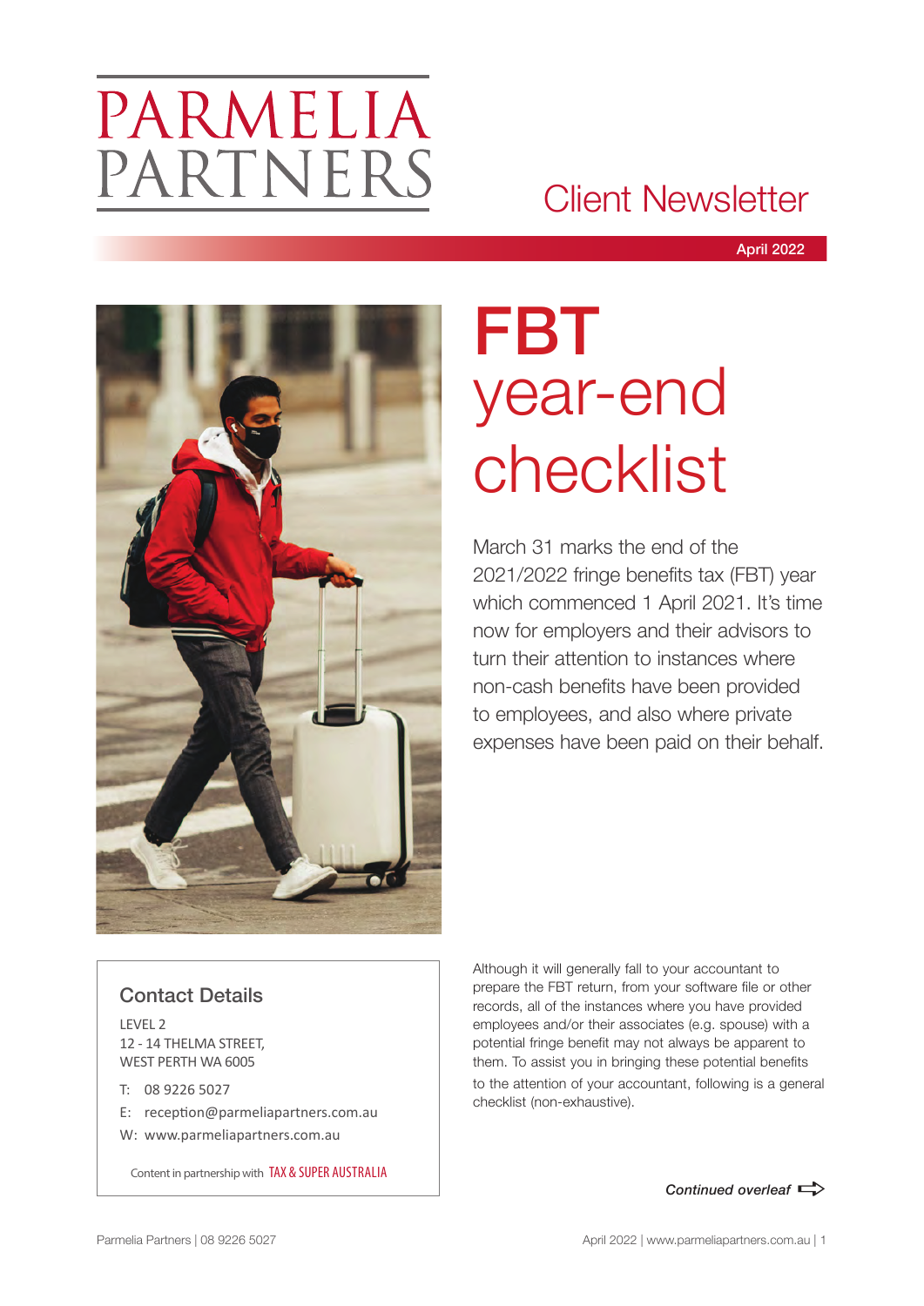# PARMELIA PARTNERS

## Client Newsletter

April 2022

# FBT year-end checklist

March 31 marks the end of the 2021/2022 fringe benefits tax (FBT) year which commenced 1 April 2021. It's time now for employers and their advisors to turn their attention to instances where non-cash benefits have been provided to employees, and also where private expenses have been paid on their behalf.

Although it will generally fall to your accountant to prepare the FBT return, from your software file or other records, all of the instances where you have provided employees and/or their associates (e.g. spouse) with a potential fringe benefit may not always be apparent to them. To assist you in bringing these potential benefits to the attention of your accountant, following is a general checklist (non-exhaustive).

*Continued overleaf*

### Contact Details

LEVEL 2
12 - 14 THELMA STREET,
WEST PERTH WA 6005

T: 08 9226 5027
E: reception@parmeliapartners.com.au
W: www.parmeliapartners.com.au

Content in partnership with TAX & SUPER AUSTRALIA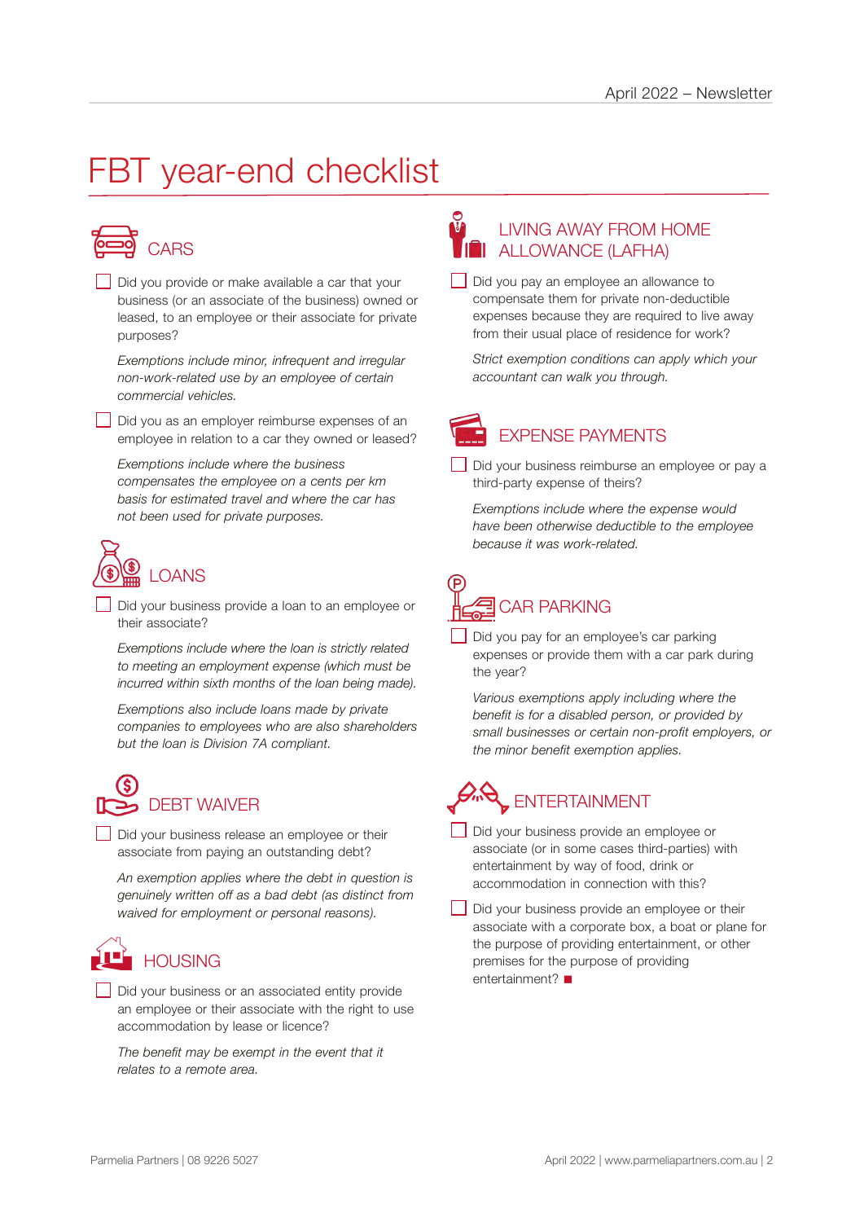# FBT year-end checklist

## CARS

- [ ] Did you provide or make available a car that your business (or an associate of the business) owned or leased, to an employee or their associate for private purposes?

  *Exemptions include minor, infrequent and irregular non-work-related use by an employee of certain commercial vehicles.*

- [ ] Did you as an employer reimburse expenses of an employee in relation to a car they owned or leased?

  *Exemptions include where the business compensates the employee on a cents per km basis for estimated travel and where the car has not been used for private purposes.*

## LOANS

- [ ] Did your business provide a loan to an employee or their associate?

  *Exemptions include where the loan is strictly related to meeting an employment expense (which must be incurred within sixth months of the loan being made).*

  *Exemptions also include loans made by private companies to employees who are also shareholders but the loan is Division 7A compliant.*

## DEBT WAIVER

- [ ] Did your business release an employee or their associate from paying an outstanding debt?

  *An exemption applies where the debt in question is genuinely written off as a bad debt (as distinct from waived for employment or personal reasons).*

## HOUSING

- [ ] Did your business or an associated entity provide an employee or their associate with the right to use accommodation by lease or licence?

  *The benefit may be exempt in the event that it relates to a remote area.*

## LIVING AWAY FROM HOME ALLOWANCE (LAFHA)

- [ ] Did you pay an employee an allowance to compensate them for private non-deductible expenses because they are required to live away from their usual place of residence for work?

  *Strict exemption conditions can apply which your accountant can walk you through.*

## EXPENSE PAYMENTS

- [ ] Did your business reimburse an employee or pay a third-party expense of theirs?

  *Exemptions include where the expense would have been otherwise deductible to the employee because it was work-related.*

## CAR PARKING

- [ ] Did you pay for an employee's car parking expenses or provide them with a car park during the year?

  *Various exemptions apply including where the benefit is for a disabled person, or provided by small businesses or certain non-profit employers, or the minor benefit exemption applies.*

## ENTERTAINMENT

- [ ] Did your business provide an employee or associate (or in some cases third-parties) with entertainment by way of food, drink or accommodation in connection with this?

- [ ] Did your business provide an employee or their associate with a corporate box, a boat or plane for the purpose of providing entertainment, or other premises for the purpose of providing entertainment? ■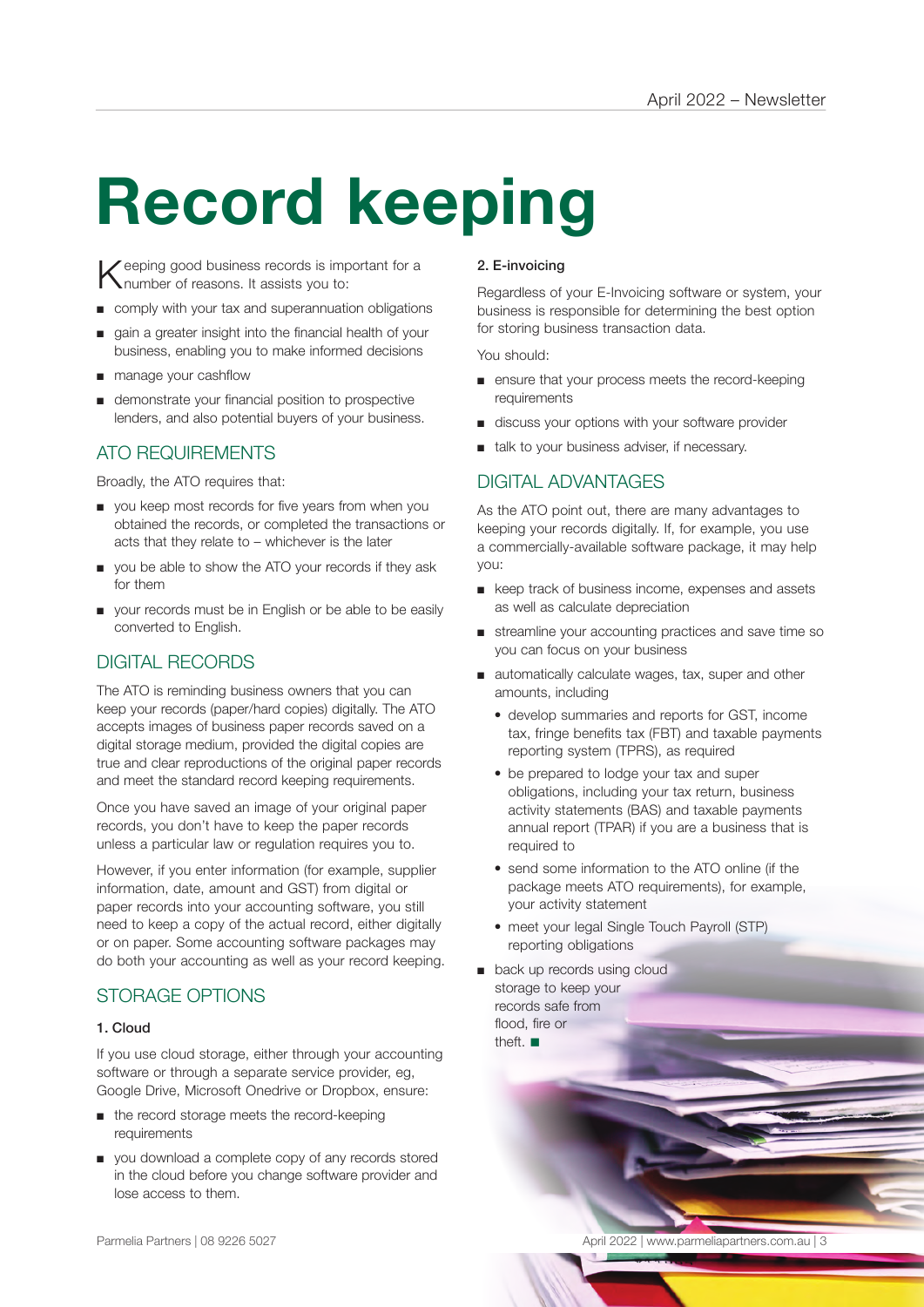# Record keeping

Keeping good business records is important for a number of reasons. It assists you to:

- comply with your tax and superannuation obligations
- gain a greater insight into the financial health of your business, enabling you to make informed decisions
- manage your cashflow
- demonstrate your financial position to prospective lenders, and also potential buyers of your business.

## ATO REQUIREMENTS

Broadly, the ATO requires that:

- you keep most records for five years from when you obtained the records, or completed the transactions or acts that they relate to – whichever is the later
- you be able to show the ATO your records if they ask for them
- your records must be in English or be able to be easily converted to English.

## DIGITAL RECORDS

The ATO is reminding business owners that you can keep your records (paper/hard copies) digitally. The ATO accepts images of business paper records saved on a digital storage medium, provided the digital copies are true and clear reproductions of the original paper records and meet the standard record keeping requirements.

Once you have saved an image of your original paper records, you don't have to keep the paper records unless a particular law or regulation requires you to.

However, if you enter information (for example, supplier information, date, amount and GST) from digital or paper records into your accounting software, you still need to keep a copy of the actual record, either digitally or on paper. Some accounting software packages may do both your accounting as well as your record keeping.

## STORAGE OPTIONS

### 1. Cloud

If you use cloud storage, either through your accounting software or through a separate service provider, eg, Google Drive, Microsoft Onedrive or Dropbox, ensure:

- the record storage meets the record-keeping requirements
- you download a complete copy of any records stored in the cloud before you change software provider and lose access to them.

### 2. E-invoicing

Regardless of your E-Invoicing software or system, your business is responsible for determining the best option for storing business transaction data.

You should:

- ensure that your process meets the record-keeping requirements
- discuss your options with your software provider
- talk to your business adviser, if necessary.

## DIGITAL ADVANTAGES

As the ATO point out, there are many advantages to keeping your records digitally. If, for example, you use a commercially-available software package, it may help you:

- keep track of business income, expenses and assets as well as calculate depreciation
- streamline your accounting practices and save time so you can focus on your business
- automatically calculate wages, tax, super and other amounts, including
  - develop summaries and reports for GST, income tax, fringe benefits tax (FBT) and taxable payments reporting system (TPRS), as required
  - be prepared to lodge your tax and super obligations, including your tax return, business activity statements (BAS) and taxable payments annual report (TPAR) if you are a business that is required to
  - send some information to the ATO online (if the package meets ATO requirements), for example, your activity statement
  - meet your legal Single Touch Payroll (STP) reporting obligations
- back up records using cloud storage to keep your records safe from flood, fire or theft. ■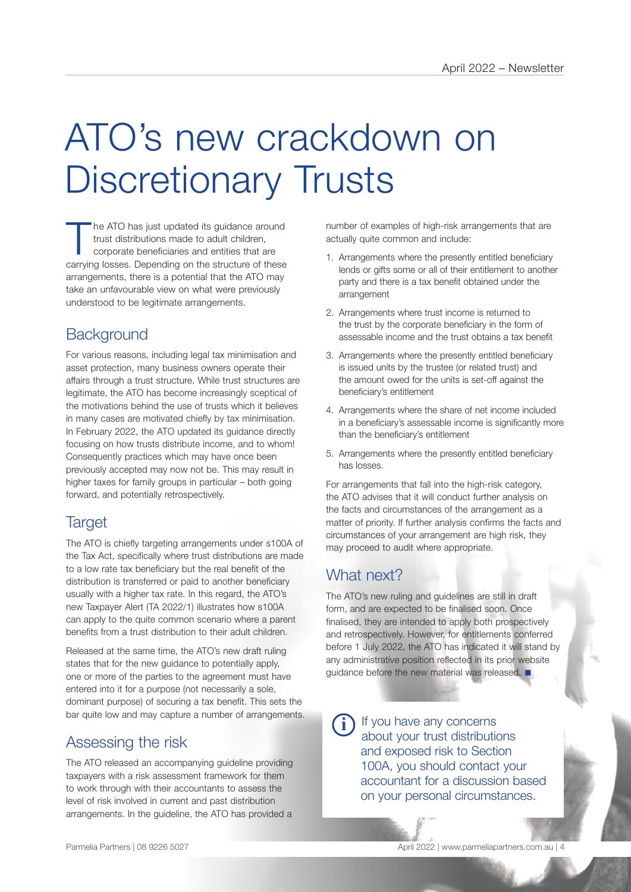# ATO's new crackdown on Discretionary Trusts

The ATO has just updated its guidance around trust distributions made to adult children, corporate beneficiaries and entities that are carrying losses. Depending on the structure of these arrangements, there is a potential that the ATO may take an unfavourable view on what were previously understood to be legitimate arrangements.

## Background

For various reasons, including legal tax minimisation and asset protection, many business owners operate their affairs through a trust structure. While trust structures are legitimate, the ATO has become increasingly sceptical of the motivations behind the use of trusts which it believes in many cases are motivated chiefly by tax minimisation. In February 2022, the ATO updated its guidance directly focusing on how trusts distribute income, and to whom! Consequently practices which may have once been previously accepted may now not be. This may result in higher taxes for family groups in particular – both going forward, and potentially retrospectively.

## Target

The ATO is chiefly targeting arrangements under s100A of the Tax Act, specifically where trust distributions are made to a low rate tax beneficiary but the real benefit of the distribution is transferred or paid to another beneficiary usually with a higher tax rate. In this regard, the ATO's new Taxpayer Alert (TA 2022/1) illustrates how s100A can apply to the quite common scenario where a parent benefits from a trust distribution to their adult children.

Released at the same time, the ATO's new draft ruling states that for the new guidance to potentially apply, one or more of the parties to the agreement must have entered into it for a purpose (not necessarily a sole, dominant purpose) of securing a tax benefit. This sets the bar quite low and may capture a number of arrangements.

## Assessing the risk

The ATO released an accompanying guideline providing taxpayers with a risk assessment framework for them to work through with their accountants to assess the level of risk involved in current and past distribution arrangements. In the guideline, the ATO has provided a number of examples of high-risk arrangements that are actually quite common and include:

1. Arrangements where the presently entitled beneficiary lends or gifts some or all of their entitlement to another party and there is a tax benefit obtained under the arrangement
2. Arrangements where trust income is returned to the trust by the corporate beneficiary in the form of assessable income and the trust obtains a tax benefit
3. Arrangements where the presently entitled beneficiary is issued units by the trustee (or related trust) and the amount owed for the units is set-off against the beneficiary's entitlement
4. Arrangements where the share of net income included in a beneficiary's assessable income is significantly more than the beneficiary's entitlement
5. Arrangements where the presently entitled beneficiary has losses.

For arrangements that fall into the high-risk category, the ATO advises that it will conduct further analysis on the facts and circumstances of the arrangement as a matter of priority. If further analysis confirms the facts and circumstances of your arrangement are high risk, they may proceed to audit where appropriate.

## What next?

The ATO's new ruling and guidelines are still in draft form, and are expected to be finalised soon. Once finalised, they are intended to apply both prospectively and retrospectively. However, for entitlements conferred before 1 July 2022, the ATO has indicated it will stand by any administrative position reflected in its prior website guidance before the new material was released. ■

If you have any concerns about your trust distributions and exposed risk to Section 100A, you should contact your accountant for a discussion based on your personal circumstances.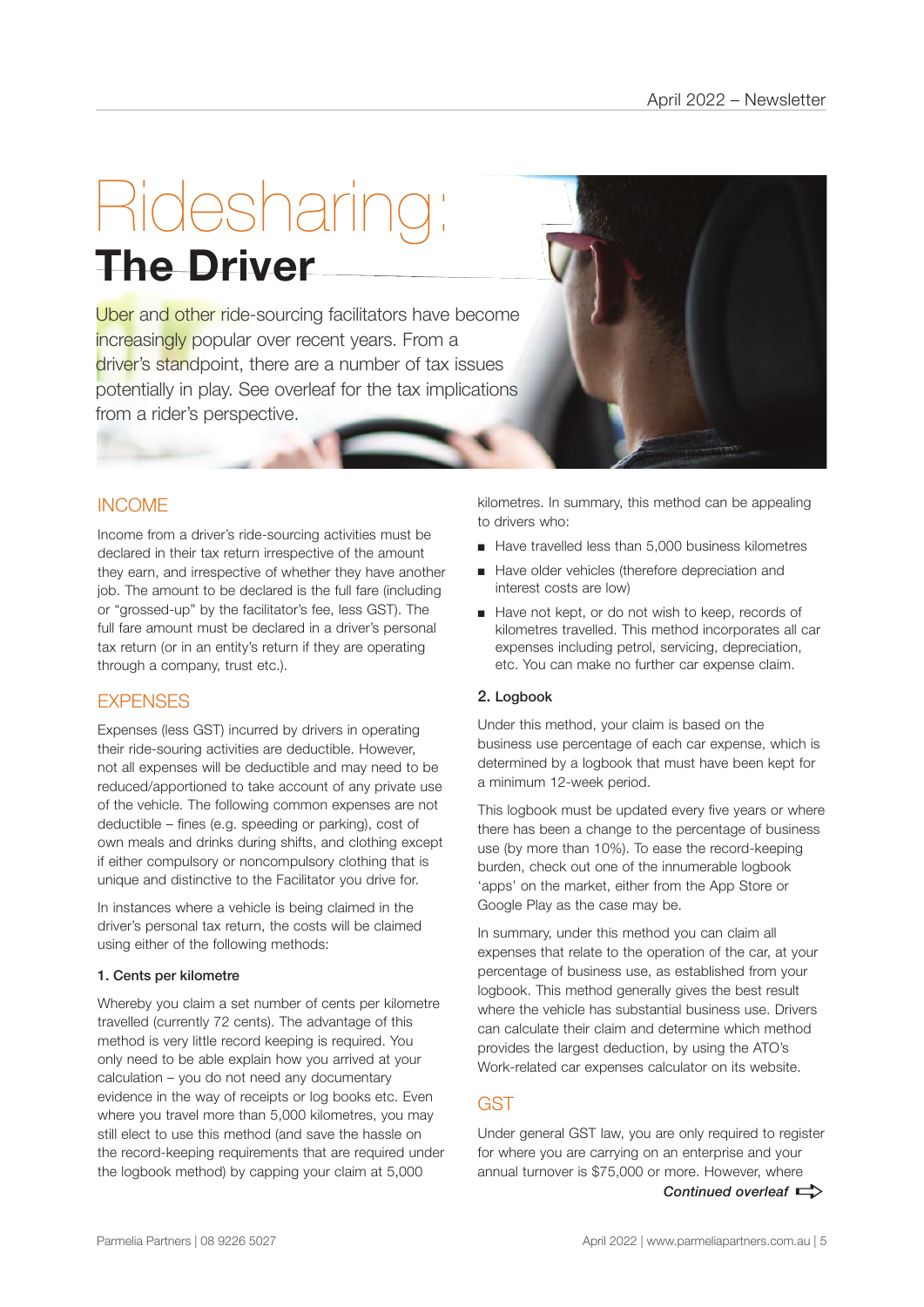# Ridesharing: The Driver

Uber and other ride-sourcing facilitators have become increasingly popular over recent years. From a driver's standpoint, there are a number of tax issues potentially in play. See overleaf for the tax implications from a rider's perspective.

## INCOME

Income from a driver's ride-sourcing activities must be declared in their tax return irrespective of the amount they earn, and irrespective of whether they have another job. The amount to be declared is the full fare (including or "grossed-up" by the facilitator's fee, less GST). The full fare amount must be declared in a driver's personal tax return (or in an entity's return if they are operating through a company, trust etc.).

## EXPENSES

Expenses (less GST) incurred by drivers in operating their ride-souring activities are deductible. However, not all expenses will be deductible and may need to be reduced/apportioned to take account of any private use of the vehicle. The following common expenses are not deductible – fines (e.g. speeding or parking), cost of own meals and drinks during shifts, and clothing except if either compulsory or noncompulsory clothing that is unique and distinctive to the Facilitator you drive for.

In instances where a vehicle is being claimed in the driver's personal tax return, the costs will be claimed using either of the following methods:

### 1. Cents per kilometre

Whereby you claim a set number of cents per kilometre travelled (currently 72 cents). The advantage of this method is very little record keeping is required. You only need to be able explain how you arrived at your calculation – you do not need any documentary evidence in the way of receipts or log books etc. Even where you travel more than 5,000 kilometres, you may still elect to use this method (and save the hassle on the record-keeping requirements that are required under the logbook method) by capping your claim at 5,000 kilometres. In summary, this method can be appealing to drivers who:

- Have travelled less than 5,000 business kilometres
- Have older vehicles (therefore depreciation and interest costs are low)
- Have not kept, or do not wish to keep, records of kilometres travelled. This method incorporates all car expenses including petrol, servicing, depreciation, etc. You can make no further car expense claim.

### 2. Logbook

Under this method, your claim is based on the business use percentage of each car expense, which is determined by a logbook that must have been kept for a minimum 12-week period.

This logbook must be updated every five years or where there has been a change to the percentage of business use (by more than 10%). To ease the record-keeping burden, check out one of the innumerable logbook 'apps' on the market, either from the App Store or Google Play as the case may be.

In summary, under this method you can claim all expenses that relate to the operation of the car, at your percentage of business use, as established from your logbook. This method generally gives the best result where the vehicle has substantial business use. Drivers can calculate their claim and determine which method provides the largest deduction, by using the ATO's Work-related car expenses calculator on its website.

## GST

Under general GST law, you are only required to register for where you are carrying on an enterprise and your annual turnover is $75,000 or more. However, where

***Continued overleaf***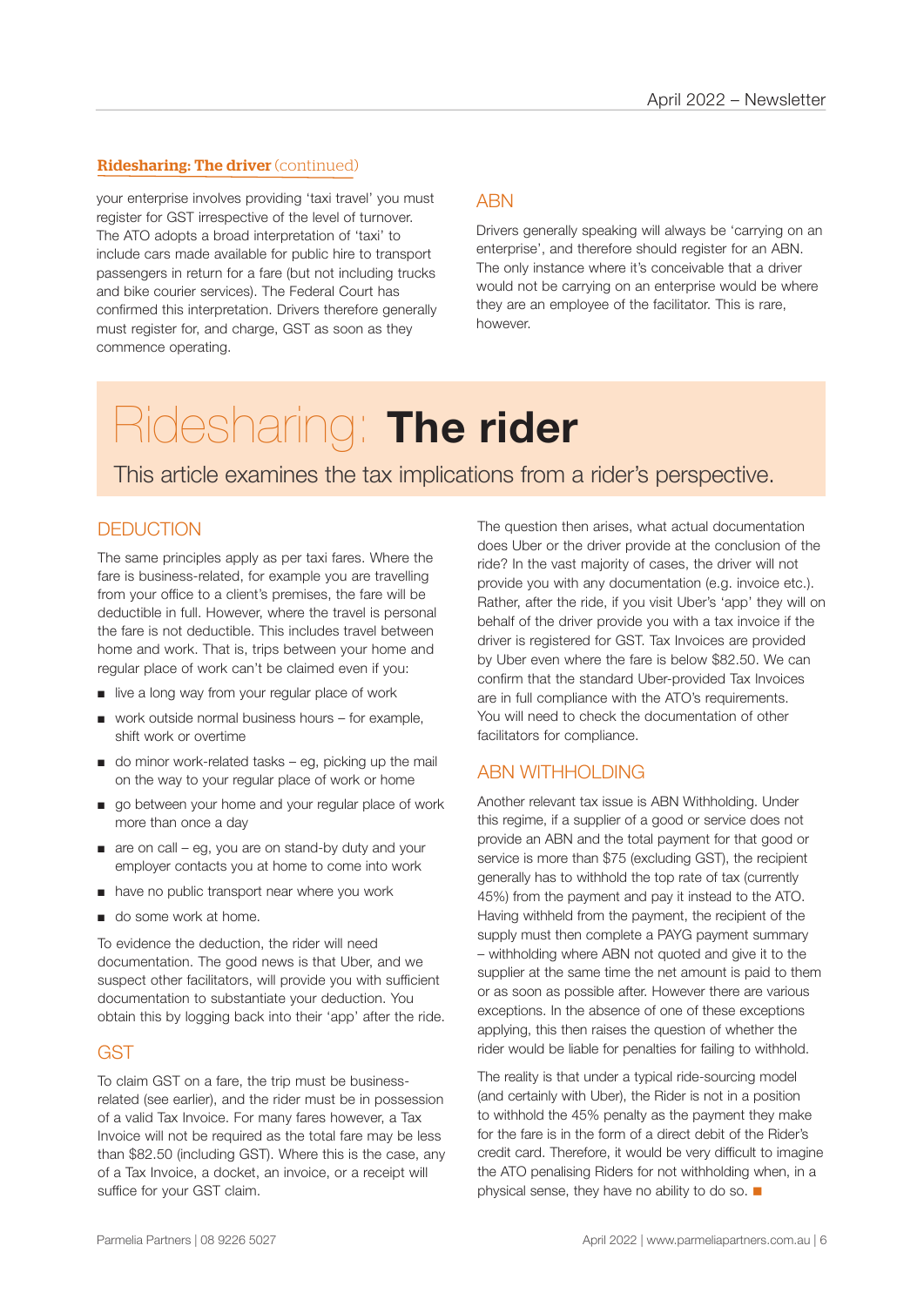**Ridesharing: The driver** (continued)

your enterprise involves providing 'taxi travel' you must register for GST irrespective of the level of turnover. The ATO adopts a broad interpretation of 'taxi' to include cars made available for public hire to transport passengers in return for a fare (but not including trucks and bike courier services). The Federal Court has confirmed this interpretation. Drivers therefore generally must register for, and charge, GST as soon as they commence operating.

### ABN

Drivers generally speaking will always be 'carrying on an enterprise', and therefore should register for an ABN. The only instance where it's conceivable that a driver would not be carrying on an enterprise would be where they are an employee of the facilitator. This is rare, however.

# Ridesharing: **The rider**

This article examines the tax implications from a rider's perspective.

### DEDUCTION

The same principles apply as per taxi fares. Where the fare is business-related, for example you are travelling from your office to a client's premises, the fare will be deductible in full. However, where the travel is personal the fare is not deductible. This includes travel between home and work. That is, trips between your home and regular place of work can't be claimed even if you:

- live a long way from your regular place of work
- work outside normal business hours – for example, shift work or overtime
- do minor work-related tasks – eg, picking up the mail on the way to your regular place of work or home
- go between your home and your regular place of work more than once a day
- are on call – eg, you are on stand-by duty and your employer contacts you at home to come into work
- have no public transport near where you work
- do some work at home.

To evidence the deduction, the rider will need documentation. The good news is that Uber, and we suspect other facilitators, will provide you with sufficient documentation to substantiate your deduction. You obtain this by logging back into their 'app' after the ride.

### GST

To claim GST on a fare, the trip must be business-related (see earlier), and the rider must be in possession of a valid Tax Invoice. For many fares however, a Tax Invoice will not be required as the total fare may be less than $82.50 (including GST). Where this is the case, any of a Tax Invoice, a docket, an invoice, or a receipt will suffice for your GST claim.

The question then arises, what actual documentation does Uber or the driver provide at the conclusion of the ride? In the vast majority of cases, the driver will not provide you with any documentation (e.g. invoice etc.). Rather, after the ride, if you visit Uber's 'app' they will on behalf of the driver provide you with a tax invoice if the driver is registered for GST. Tax Invoices are provided by Uber even where the fare is below $82.50. We can confirm that the standard Uber-provided Tax Invoices are in full compliance with the ATO's requirements. You will need to check the documentation of other facilitators for compliance.

### ABN WITHHOLDING

Another relevant tax issue is ABN Withholding. Under this regime, if a supplier of a good or service does not provide an ABN and the total payment for that good or service is more than $75 (excluding GST), the recipient generally has to withhold the top rate of tax (currently 45%) from the payment and pay it instead to the ATO. Having withheld from the payment, the recipient of the supply must then complete a PAYG payment summary – withholding where ABN not quoted and give it to the supplier at the same time the net amount is paid to them or as soon as possible after. However there are various exceptions. In the absence of one of these exceptions applying, this then raises the question of whether the rider would be liable for penalties for failing to withhold.

The reality is that under a typical ride-sourcing model (and certainly with Uber), the Rider is not in a position to withhold the 45% penalty as the payment they make for the fare is in the form of a direct debit of the Rider's credit card. Therefore, it would be very difficult to imagine the ATO penalising Riders for not withholding when, in a physical sense, they have no ability to do so. ■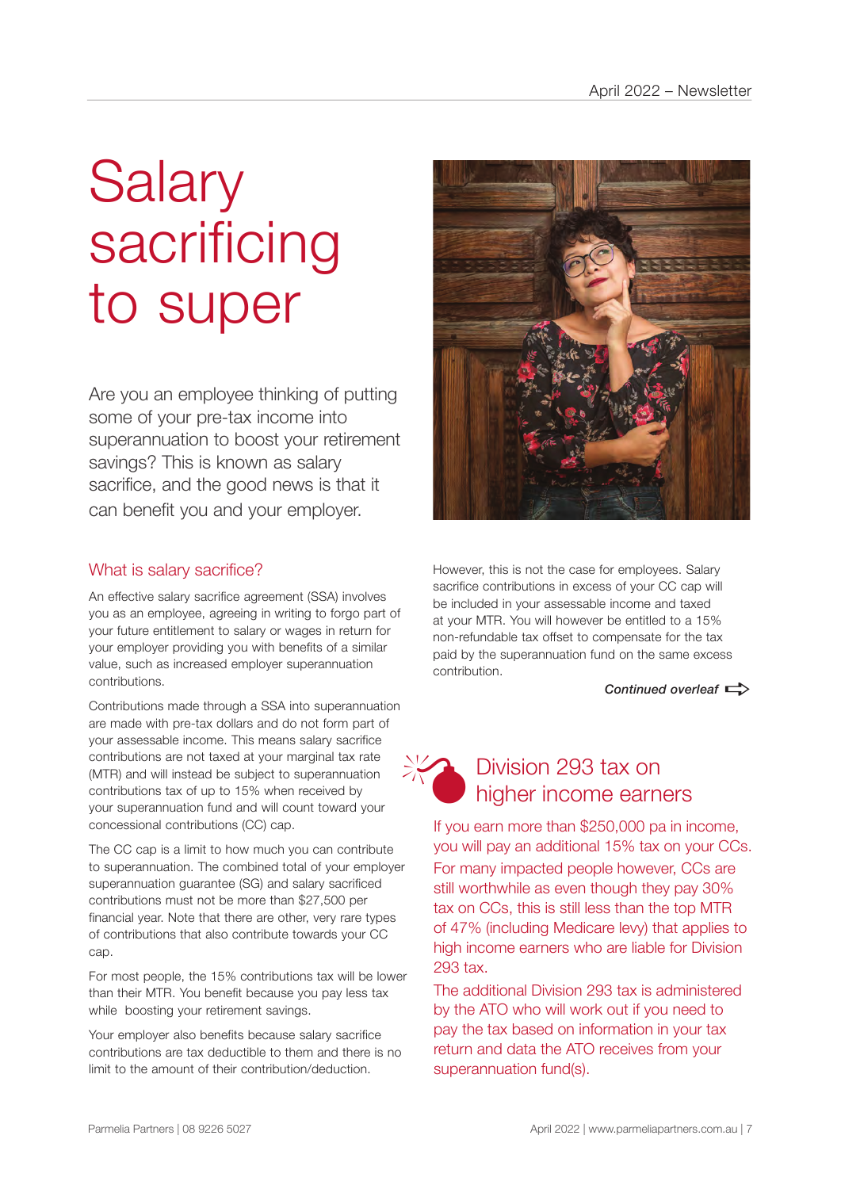# Salary sacrificing to super

Are you an employee thinking of putting some of your pre-tax income into superannuation to boost your retirement savings? This is known as salary sacrifice, and the good news is that it can benefit you and your employer.

## What is salary sacrifice?

An effective salary sacrifice agreement (SSA) involves you as an employee, agreeing in writing to forgo part of your future entitlement to salary or wages in return for your employer providing you with benefits of a similar value, such as increased employer superannuation contributions.

Contributions made through a SSA into superannuation are made with pre-tax dollars and do not form part of your assessable income. This means salary sacrifice contributions are not taxed at your marginal tax rate (MTR) and will instead be subject to superannuation contributions tax of up to 15% when received by your superannuation fund and will count toward your concessional contributions (CC) cap.

The CC cap is a limit to how much you can contribute to superannuation. The combined total of your employer superannuation guarantee (SG) and salary sacrificed contributions must not be more than $27,500 per financial year. Note that there are other, very rare types of contributions that also contribute towards your CC cap.

For most people, the 15% contributions tax will be lower than their MTR. You benefit because you pay less tax while boosting your retirement savings.

Your employer also benefits because salary sacrifice contributions are tax deductible to them and there is no limit to the amount of their contribution/deduction.

However, this is not the case for employees. Salary sacrifice contributions in excess of your CC cap will be included in your assessable income and taxed at your MTR. You will however be entitled to a 15% non-refundable tax offset to compensate for the tax paid by the superannuation fund on the same excess contribution.

*Continued overleaf*

## Division 293 tax on higher income earners

If you earn more than $250,000 pa in income, you will pay an additional 15% tax on your CCs. For many impacted people however, CCs are still worthwhile as even though they pay 30% tax on CCs, this is still less than the top MTR of 47% (including Medicare levy) that applies to high income earners who are liable for Division 293 tax.

The additional Division 293 tax is administered by the ATO who will work out if you need to pay the tax based on information in your tax return and data the ATO receives from your superannuation fund(s).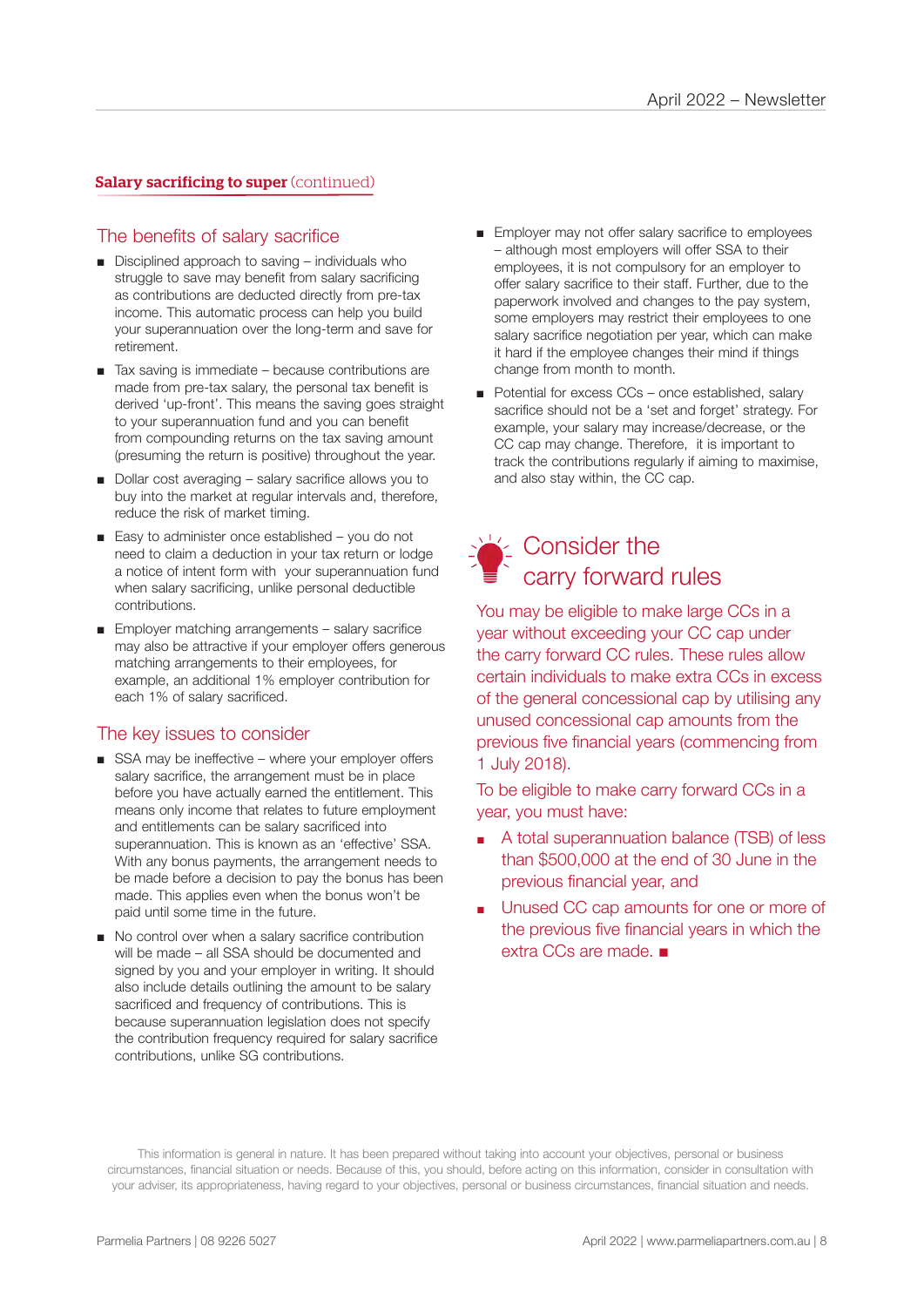**Salary sacrificing to super** (continued)

## The benefits of salary sacrifice

- Disciplined approach to saving – individuals who struggle to save may benefit from salary sacrificing as contributions are deducted directly from pre-tax income. This automatic process can help you build your superannuation over the long-term and save for retirement.
- Tax saving is immediate – because contributions are made from pre-tax salary, the personal tax benefit is derived 'up-front'. This means the saving goes straight to your superannuation fund and you can benefit from compounding returns on the tax saving amount (presuming the return is positive) throughout the year.
- Dollar cost averaging – salary sacrifice allows you to buy into the market at regular intervals and, therefore, reduce the risk of market timing.
- Easy to administer once established – you do not need to claim a deduction in your tax return or lodge a notice of intent form with your superannuation fund when salary sacrificing, unlike personal deductible contributions.
- Employer matching arrangements – salary sacrifice may also be attractive if your employer offers generous matching arrangements to their employees, for example, an additional 1% employer contribution for each 1% of salary sacrificed.

## The key issues to consider

- SSA may be ineffective – where your employer offers salary sacrifice, the arrangement must be in place before you have actually earned the entitlement. This means only income that relates to future employment and entitlements can be salary sacrificed into superannuation. This is known as an 'effective' SSA. With any bonus payments, the arrangement needs to be made before a decision to pay the bonus has been made. This applies even when the bonus won't be paid until some time in the future.
- No control over when a salary sacrifice contribution will be made – all SSA should be documented and signed by you and your employer in writing. It should also include details outlining the amount to be salary sacrificed and frequency of contributions. This is because superannuation legislation does not specify the contribution frequency required for salary sacrifice contributions, unlike SG contributions.
- Employer may not offer salary sacrifice to employees – although most employers will offer SSA to their employees, it is not compulsory for an employer to offer salary sacrifice to their staff. Further, due to the paperwork involved and changes to the pay system, some employers may restrict their employees to one salary sacrifice negotiation per year, which can make it hard if the employee changes their mind if things change from month to month.
- Potential for excess CCs – once established, salary sacrifice should not be a 'set and forget' strategy. For example, your salary may increase/decrease, or the CC cap may change. Therefore, it is important to track the contributions regularly if aiming to maximise, and also stay within, the CC cap.

## Consider the carry forward rules

You may be eligible to make large CCs in a year without exceeding your CC cap under the carry forward CC rules. These rules allow certain individuals to make extra CCs in excess of the general concessional cap by utilising any unused concessional cap amounts from the previous five financial years (commencing from 1 July 2018).

To be eligible to make carry forward CCs in a year, you must have:

- A total superannuation balance (TSB) of less than $500,000 at the end of 30 June in the previous financial year, and
- Unused CC cap amounts for one or more of the previous five financial years in which the extra CCs are made. ■

This information is general in nature. It has been prepared without taking into account your objectives, personal or business circumstances, financial situation or needs. Because of this, you should, before acting on this information, consider in consultation with your adviser, its appropriateness, having regard to your objectives, personal or business circumstances, financial situation and needs.